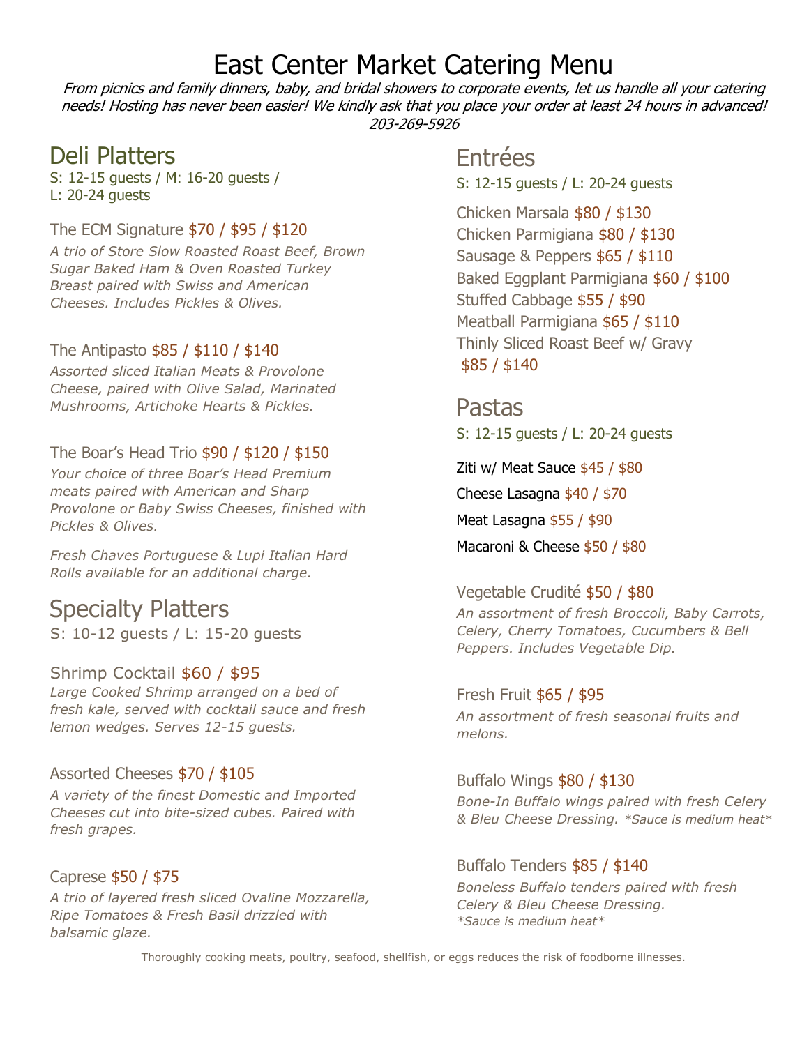# East Center Market Catering Menu

*From picnics and family dinners, baby, and bridal showers to corporate events, let us handle all your catering needs! Hosting has never been easier! We kindly ask that you place your order at least 24 hours in advanced!*
*203-269-5926*

## Deli Platters

S: 12-15 guests / M: 16-20 guests / L: 20-24 guests

### The ECM Signature $70 / $95 / $120

*A trio of Store Slow Roasted Roast Beef, Brown Sugar Baked Ham & Oven Roasted Turkey Breast paired with Swiss and American Cheeses. Includes Pickles & Olives.*

### The Antipasto $85 / $110 / $140

*Assorted sliced Italian Meats & Provolone Cheese, paired with Olive Salad, Marinated Mushrooms, Artichoke Hearts & Pickles.*

### The Boar's Head Trio $90 / $120 / $150

*Your choice of three Boar's Head Premium meats paired with American and Sharp Provolone or Baby Swiss Cheeses, finished with Pickles & Olives.*

*Fresh Chaves Portuguese & Lupi Italian Hard Rolls available for an additional charge.*

## Specialty Platters

S: 10-12 guests / L: 15-20 guests

### Shrimp Cocktail $60 / $95

*Large Cooked Shrimp arranged on a bed of fresh kale, served with cocktail sauce and fresh lemon wedges. Serves 12-15 guests.*

### Assorted Cheeses $70 / $105

*A variety of the finest Domestic and Imported Cheeses cut into bite-sized cubes. Paired with fresh grapes.*

### Caprese $50 / $75

*A trio of layered fresh sliced Ovaline Mozzarella, Ripe Tomatoes & Fresh Basil drizzled with balsamic glaze.*

## Entrées

S: 12-15 guests / L: 20-24 guests

- Chicken Marsala $80 / $130
- Chicken Parmigiana $80 / $130
- Sausage & Peppers $65 / $110
- Baked Eggplant Parmigiana $60 / $100
- Stuffed Cabbage $55 / $90
- Meatball Parmigiana $65 / $110
- Thinly Sliced Roast Beef w/ Gravy $85 / $140

## Pastas

S: 12-15 guests / L: 20-24 guests

- Ziti w/ Meat Sauce $45 / $80
- Cheese Lasagna $40 / $70
- Meat Lasagna $55 / $90
- Macaroni & Cheese $50 / $80

### Vegetable Crudité $50 / $80

*An assortment of fresh Broccoli, Baby Carrots, Celery, Cherry Tomatoes, Cucumbers & Bell Peppers. Includes Vegetable Dip.*

### Fresh Fruit $65 / $95

*An assortment of fresh seasonal fruits and melons.*

### Buffalo Wings $80 / $130

*Bone-In Buffalo wings paired with fresh Celery & Bleu Cheese Dressing. *Sauce is medium heat**

### Buffalo Tenders $85 / $140

*Boneless Buffalo tenders paired with fresh Celery & Bleu Cheese Dressing.*
**Sauce is medium heat**

Thoroughly cooking meats, poultry, seafood, shellfish, or eggs reduces the risk of foodborne illnesses.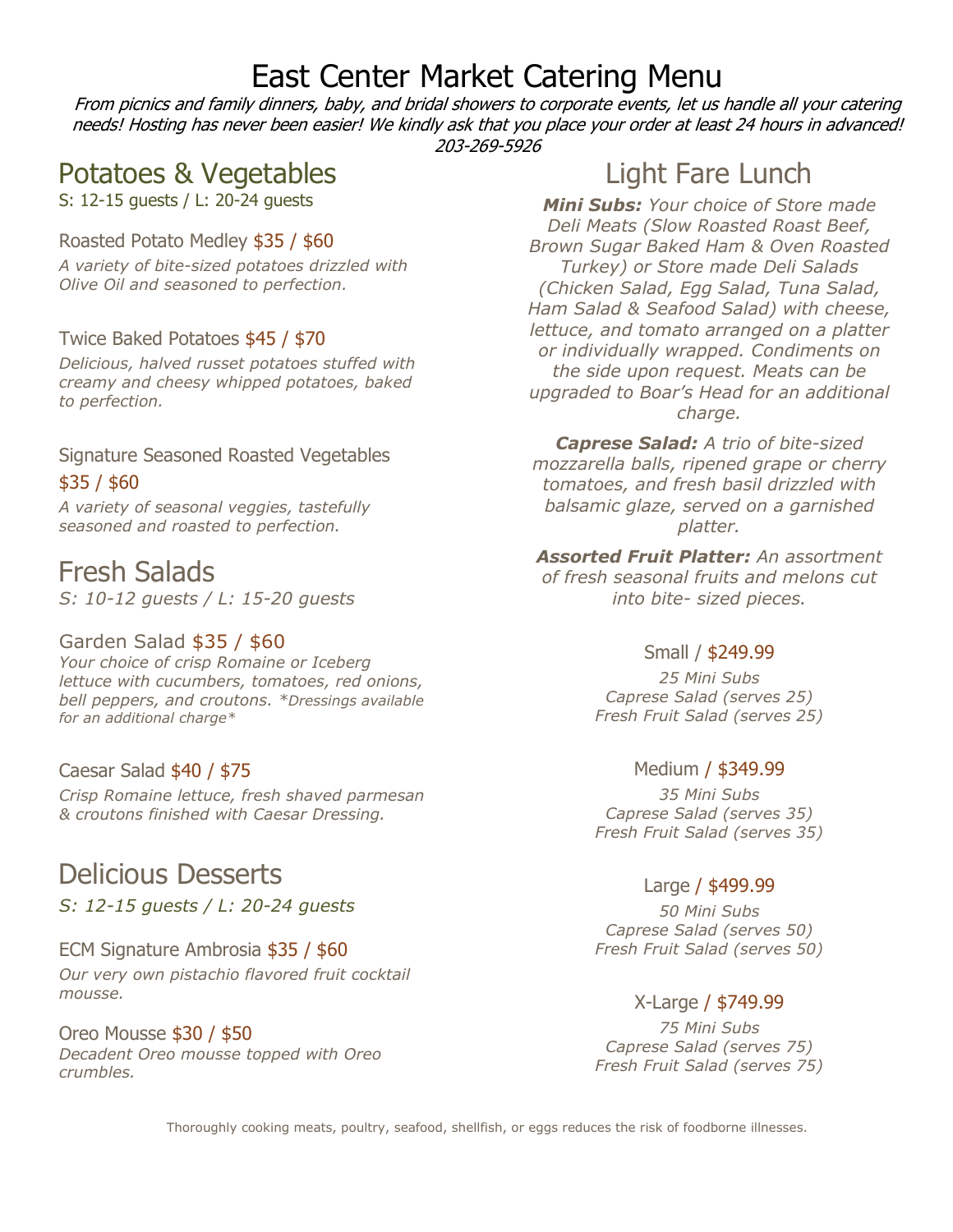# East Center Market Catering Menu

*From picnics and family dinners, baby, and bridal showers to corporate events, let us handle all your catering needs! Hosting has never been easier! We kindly ask that you place your order at least 24 hours in advanced!*
*203-269-5926*

## Potatoes & Vegetables

S: 12-15 guests / L: 20-24 guests

### Roasted Potato Medley $35 / $60

*A variety of bite-sized potatoes drizzled with Olive Oil and seasoned to perfection.*

### Twice Baked Potatoes $45 / $70

*Delicious, halved russet potatoes stuffed with creamy and cheesy whipped potatoes, baked to perfection.*

### Signature Seasoned Roasted Vegetables $35 / $60

*A variety of seasonal veggies, tastefully seasoned and roasted to perfection.*

## Fresh Salads

*S: 10-12 guests / L: 15-20 guests*

### Garden Salad $35 / $60

*Your choice of crisp Romaine or Iceberg lettuce with cucumbers, tomatoes, red onions, bell peppers, and croutons. *Dressings available for an additional charge**

### Caesar Salad $40 / $75

*Crisp Romaine lettuce, fresh shaved parmesan & croutons finished with Caesar Dressing.*

## Delicious Desserts

*S: 12-15 guests / L: 20-24 guests*

### ECM Signature Ambrosia $35 / $60

*Our very own pistachio flavored fruit cocktail mousse.*

### Oreo Mousse $30 / $50

*Decadent Oreo mousse topped with Oreo crumbles.*

## Light Fare Lunch

***Mini Subs:** Your choice of Store made Deli Meats (Slow Roasted Roast Beef, Brown Sugar Baked Ham & Oven Roasted Turkey) or Store made Deli Salads (Chicken Salad, Egg Salad, Tuna Salad, Ham Salad & Seafood Salad) with cheese, lettuce, and tomato arranged on a platter or individually wrapped. Condiments on the side upon request. Meats can be upgraded to Boar's Head for an additional charge.*

***Caprese Salad:** A trio of bite-sized mozzarella balls, ripened grape or cherry tomatoes, and fresh basil drizzled with balsamic glaze, served on a garnished platter.*

***Assorted Fruit Platter:** An assortment of fresh seasonal fruits and melons cut into bite- sized pieces.*

### Small / $249.99

*25 Mini Subs*
*Caprese Salad (serves 25)*
*Fresh Fruit Salad (serves 25)*

### Medium / $349.99

*35 Mini Subs*
*Caprese Salad (serves 35)*
*Fresh Fruit Salad (serves 35)*

### Large / $499.99

*50 Mini Subs*
*Caprese Salad (serves 50)*
*Fresh Fruit Salad (serves 50)*

### X-Large / $749.99

*75 Mini Subs*
*Caprese Salad (serves 75)*
*Fresh Fruit Salad (serves 75)*

Thoroughly cooking meats, poultry, seafood, shellfish, or eggs reduces the risk of foodborne illnesses.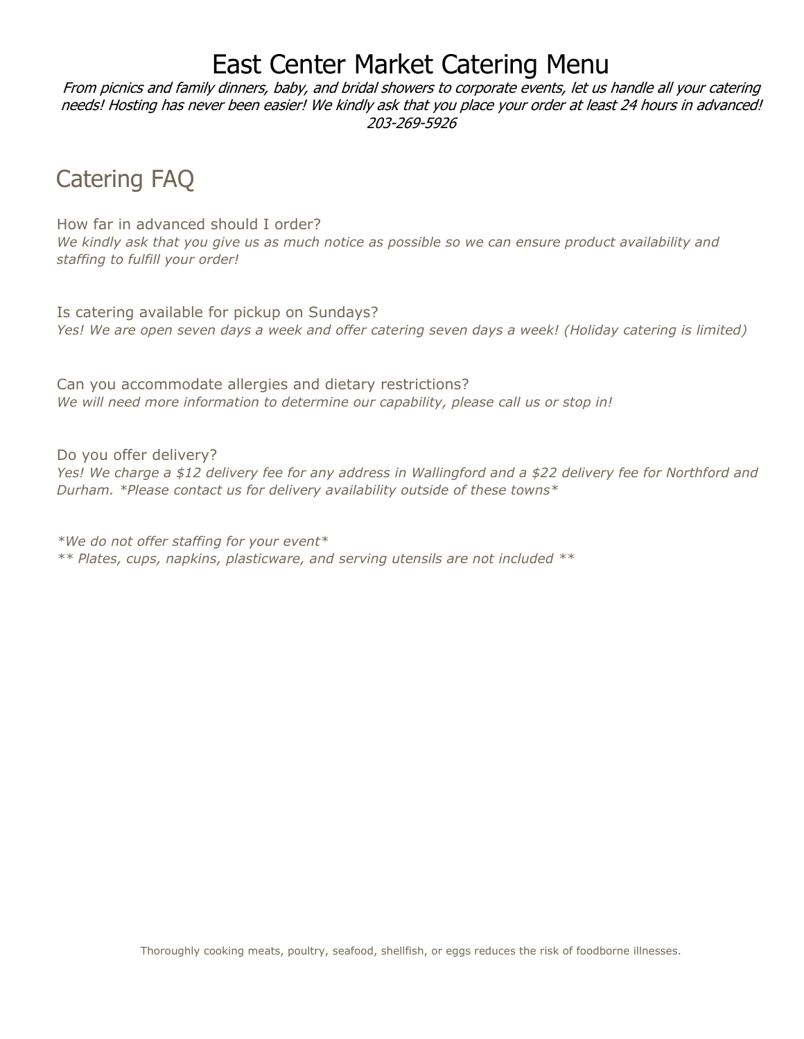# East Center Market Catering Menu

*From picnics and family dinners, baby, and bridal showers to corporate events, let us handle all your catering needs! Hosting has never been easier! We kindly ask that you place your order at least 24 hours in advanced!*
*203-269-5926*

## Catering FAQ

How far in advanced should I order?
*We kindly ask that you give us as much notice as possible so we can ensure product availability and staffing to fulfill your order!*

Is catering available for pickup on Sundays?
*Yes! We are open seven days a week and offer catering seven days a week! (Holiday catering is limited)*

Can you accommodate allergies and dietary restrictions?
*We will need more information to determine our capability, please call us or stop in!*

Do you offer delivery?
*Yes! We charge a $12 delivery fee for any address in Wallingford and a $22 delivery fee for Northford and Durham. *Please contact us for delivery availability outside of these towns**

**We do not offer staffing for your event**
*** Plates, cups, napkins, plasticware, and serving utensils are not included ***

Thoroughly cooking meats, poultry, seafood, shellfish, or eggs reduces the risk of foodborne illnesses.